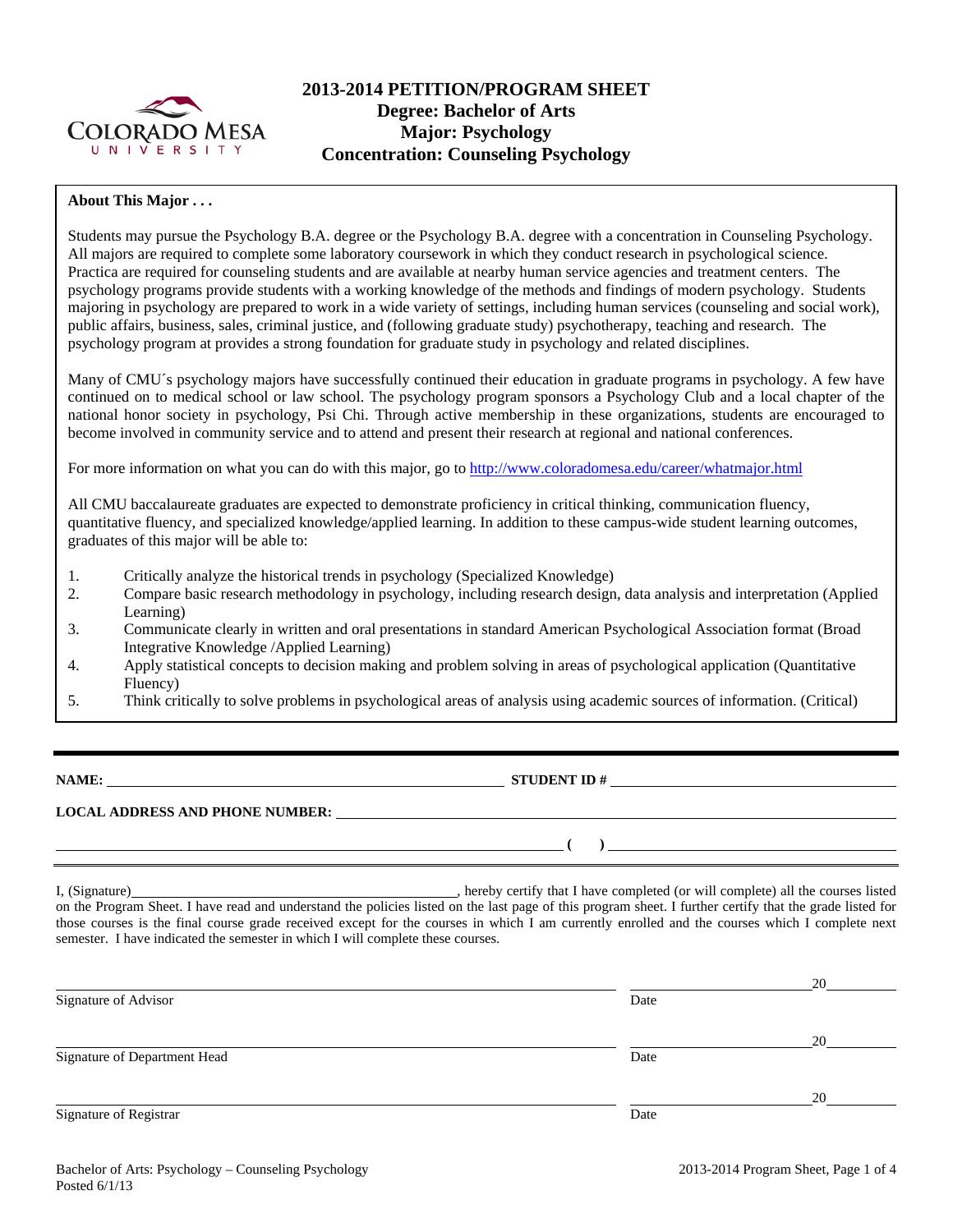# 2013-2014 PETITION/PROGRAM SHEET

## Degree: Bachelor of Arts
## Major: Psychology
## Concentration: Counseling Psychology

**About This Major . . .**

Students may pursue the Psychology B.A. degree or the Psychology B.A. degree with a concentration in Counseling Psychology. All majors are required to complete some laboratory coursework in which they conduct research in psychological science. Practica are required for counseling students and are available at nearby human service agencies and treatment centers. The psychology programs provide students with a working knowledge of the methods and findings of modern psychology. Students majoring in psychology are prepared to work in a wide variety of settings, including human services (counseling and social work), public affairs, business, sales, criminal justice, and (following graduate study) psychotherapy, teaching and research. The psychology program at provides a strong foundation for graduate study in psychology and related disciplines.

Many of CMU´s psychology majors have successfully continued their education in graduate programs in psychology. A few have continued on to medical school or law school. The psychology program sponsors a Psychology Club and a local chapter of the national honor society in psychology, Psi Chi. Through active membership in these organizations, students are encouraged to become involved in community service and to attend and present their research at regional and national conferences.

For more information on what you can do with this major, go to http://www.coloradomesa.edu/career/whatmajor.html

All CMU baccalaureate graduates are expected to demonstrate proficiency in critical thinking, communication fluency, quantitative fluency, and specialized knowledge/applied learning. In addition to these campus-wide student learning outcomes, graduates of this major will be able to:

1. Critically analyze the historical trends in psychology (Specialized Knowledge)
2. Compare basic research methodology in psychology, including research design, data analysis and interpretation (Applied Learning)
3. Communicate clearly in written and oral presentations in standard American Psychological Association format (Broad Integrative Knowledge /Applied Learning)
4. Apply statistical concepts to decision making and problem solving in areas of psychological application (Quantitative Fluency)
5. Think critically to solve problems in psychological areas of analysis using academic sources of information. (Critical)

---

**NAME:** ______________________________ **STUDENT ID #** ______________________________

**LOCAL ADDRESS AND PHONE NUMBER:** ______________________________

______________________________ **( )** ______________________________

I, (Signature)______________________________, hereby certify that I have completed (or will complete) all the courses listed on the Program Sheet. I have read and understand the policies listed on the last page of this program sheet. I further certify that the grade listed for those courses is the final course grade received except for the courses in which I am currently enrolled and the courses which I complete next semester. I have indicated the semester in which I will complete these courses.

______________________________ ______________ 20______
Signature of Advisor Date

______________________________ ______________ 20______
Signature of Department Head Date

______________________________ ______________ 20______
Signature of Registrar Date

Bachelor of Arts: Psychology – Counseling Psychology
Posted 6/1/13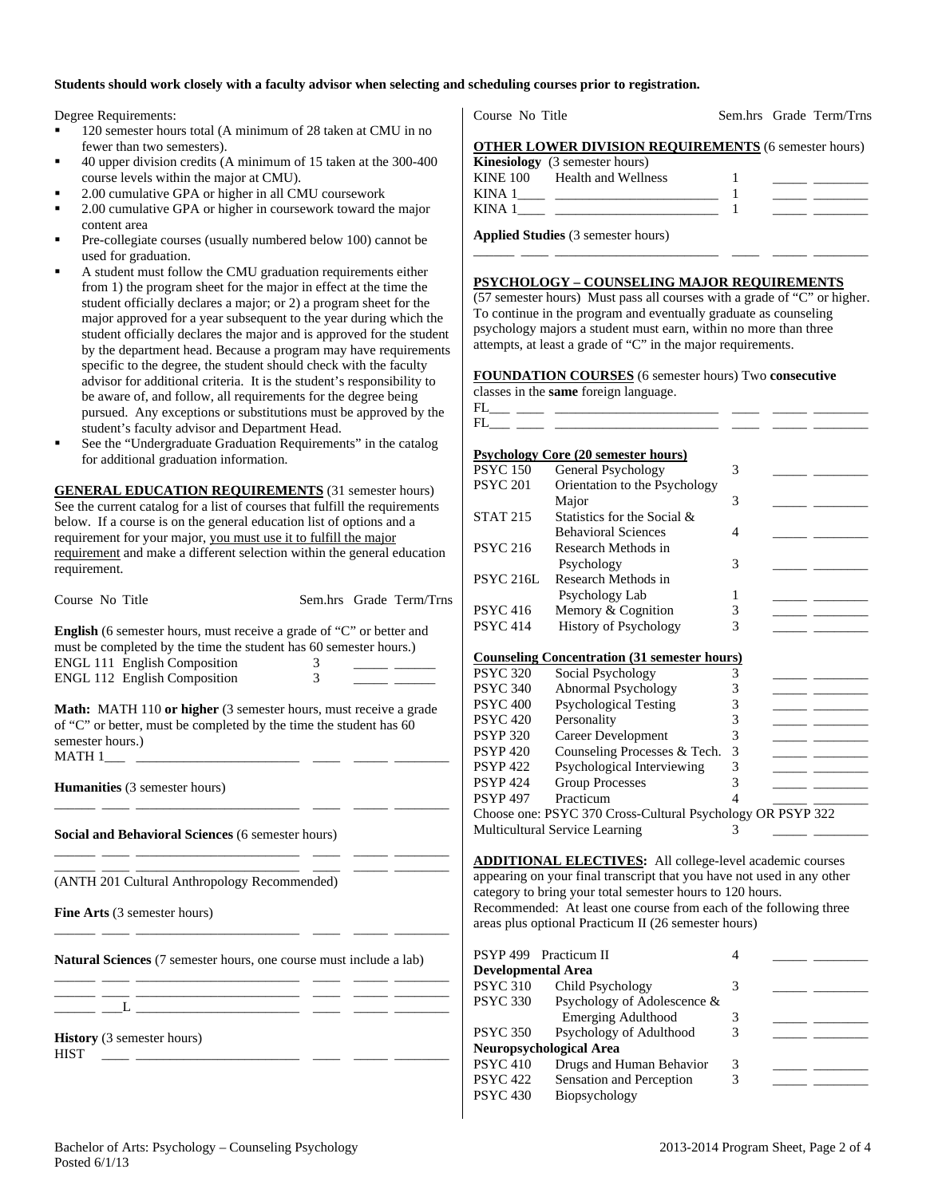**Students should work closely with a faculty advisor when selecting and scheduling courses prior to registration.**

Degree Requirements:

- 120 semester hours total (A minimum of 28 taken at CMU in no fewer than two semesters).
- 40 upper division credits (A minimum of 15 taken at the 300-400 course levels within the major at CMU).
- 2.00 cumulative GPA or higher in all CMU coursework
- 2.00 cumulative GPA or higher in coursework toward the major content area
- Pre-collegiate courses (usually numbered below 100) cannot be used for graduation.
- A student must follow the CMU graduation requirements either from 1) the program sheet for the major in effect at the time the student officially declares a major; or 2) a program sheet for the major approved for a year subsequent to the year during which the student officially declares the major and is approved for the student by the department head. Because a program may have requirements specific to the degree, the student should check with the faculty advisor for additional criteria. It is the student's responsibility to be aware of, and follow, all requirements for the degree being pursued. Any exceptions or substitutions must be approved by the student's faculty advisor and Department Head.
- See the "Undergraduate Graduation Requirements" in the catalog for additional graduation information.

**GENERAL EDUCATION REQUIREMENTS** (31 semester hours) See the current catalog for a list of courses that fulfill the requirements below. If a course is on the general education list of options and a requirement for your major, you must use it to fulfill the major requirement and make a different selection within the general education requirement.

| Course No | Title | Sem.hrs | Grade | Term/Trns |
|---|---|---|---|---|
| **English** (6 semester hours, must receive a grade of "C" or better and must be completed by the time the student has 60 semester hours.) | | | | |
| ENGL 111 | English Composition | 3 | | |
| ENGL 112 | English Composition | 3 | | |
| **Math:** MATH 110 **or higher** (3 semester hours, must receive a grade of "C" or better, must be completed by the time the student has 60 semester hours.) | | | | |
| MATH 1___ | | | | |
| **Humanities** (3 semester hours) | | | | |
| | | | | |
| **Social and Behavioral Sciences** (6 semester hours) | | | | |
| | | | | |
| | | | | |
| (ANTH 201 Cultural Anthropology Recommended) | | | | |
| **Fine Arts** (3 semester hours) | | | | |
| | | | | |
| **Natural Sciences** (7 semester hours, one course must include a lab) | | | | |
| | | | | |
| | | | | |
| ___L | | | | |
| **History** (3 semester hours) | | | | |
| HIST | | | | |

| Course No | Title | Sem.hrs | Grade | Term/Trns |
|---|---|---|---|---|
| **OTHER LOWER DIVISION REQUIREMENTS** (6 semester hours) | | | | |
| **Kinesiology** (3 semester hours) | | | | |
| KINE 100 | Health and Wellness | 1 | | |
| KINA 1____ | | 1 | | |
| KINA 1____ | | 1 | | |
| **Applied Studies** (3 semester hours) | | | | |
| | | | | |

**PSYCHOLOGY – COUNSELING MAJOR REQUIREMENTS** (57 semester hours) Must pass all courses with a grade of "C" or higher. To continue in the program and eventually graduate as counseling psychology majors a student must earn, within no more than three attempts, at least a grade of "C" in the major requirements.

**FOUNDATION COURSES** (6 semester hours) Two **consecutive** classes in the **same** foreign language.

| Course No | Title | Sem.hrs | Grade | Term/Trns |
|---|---|---|---|---|
| FL___ | | | | |
| FL___ | | | | |
| **Psychology Core (20 semester hours)** | | | | |
| PSYC 150 | General Psychology | 3 | | |
| PSYC 201 | Orientation to the Psychology Major | 3 | | |
| STAT 215 | Statistics for the Social & Behavioral Sciences | 4 | | |
| PSYC 216 | Research Methods in Psychology | 3 | | |
| PSYC 216L | Research Methods in Psychology Lab | 1 | | |
| PSYC 416 | Memory & Cognition | 3 | | |
| PSYC 414 | History of Psychology | 3 | | |
| **Counseling Concentration (31 semester hours)** | | | | |
| PSYC 320 | Social Psychology | 3 | | |
| PSYC 340 | Abnormal Psychology | 3 | | |
| PSYC 400 | Psychological Testing | 3 | | |
| PSYC 420 | Personality | 3 | | |
| PSYP 320 | Career Development | 3 | | |
| PSYP 420 | Counseling Processes & Tech. | 3 | | |
| PSYP 422 | Psychological Interviewing | 3 | | |
| PSYP 424 | Group Processes | 3 | | |
| PSYP 497 | Practicum | 4 | | |
| Choose one: PSYC 370 Cross-Cultural Psychology OR PSYP 322 Multicultural Service Learning | | 3 | | |

**ADDITIONAL ELECTIVES:** All college-level academic courses appearing on your final transcript that you have not used in any other category to bring your total semester hours to 120 hours. Recommended: At least one course from each of the following three areas plus optional Practicum II (26 semester hours)

| Course No | Title | Sem.hrs | Grade | Term/Trns |
|---|---|---|---|---|
| PSYP 499 | Practicum II | 4 | | |
| **Developmental Area** | | | | |
| PSYC 310 | Child Psychology | 3 | | |
| PSYC 330 | Psychology of Adolescence & Emerging Adulthood | 3 | | |
| PSYC 350 | Psychology of Adulthood | 3 | | |
| **Neuropsychological Area** | | | | |
| PSYC 410 | Drugs and Human Behavior | 3 | | |
| PSYC 422 | Sensation and Perception | 3 | | |
| PSYC 430 | Biopsychology | | | |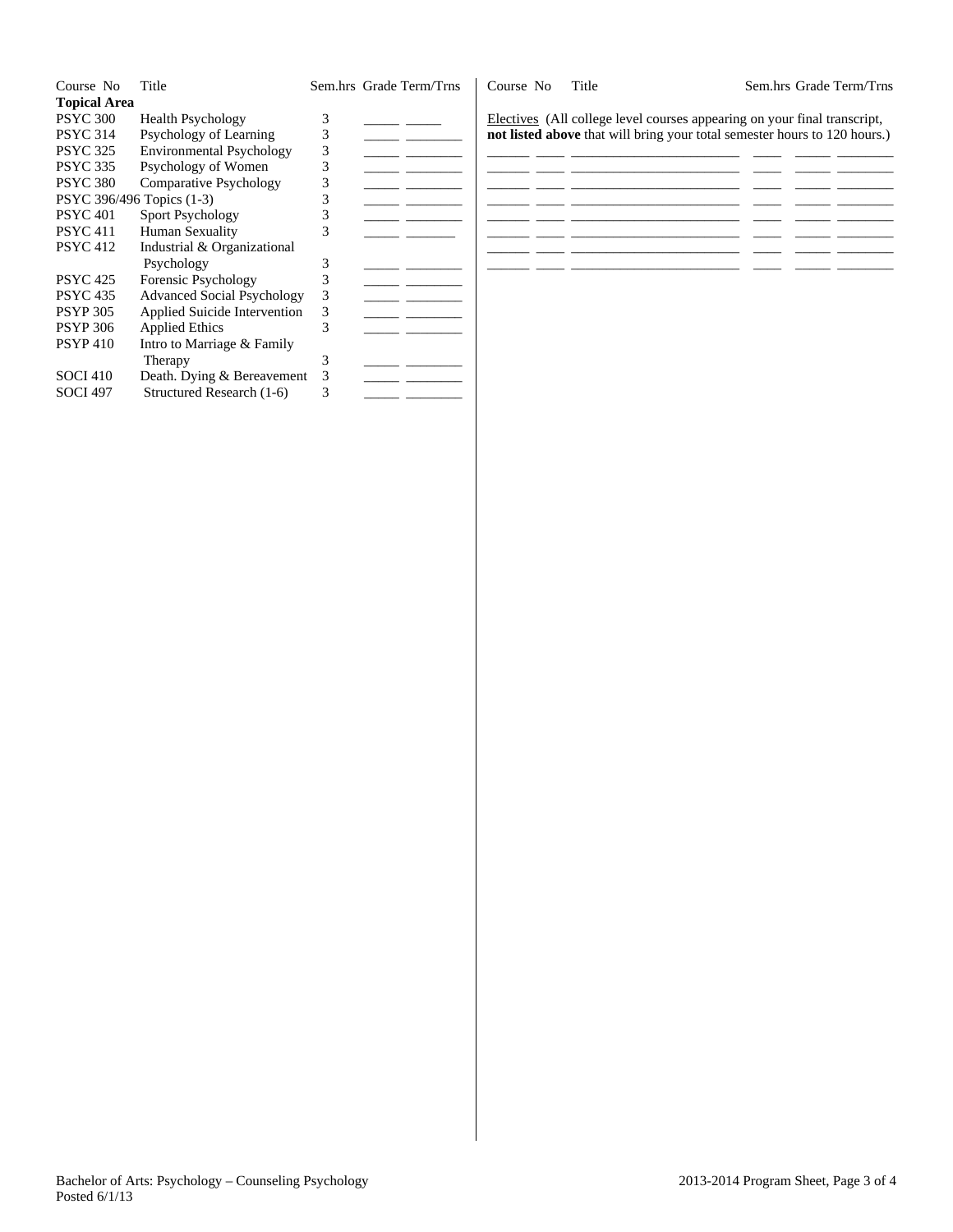| Course No | Title | Sem.hrs | Grade | Term/Trns |
|---|---|---|---|---|
| **Topical Area** | | | | |
| PSYC 300 | Health Psychology | 3 | _____ | _____ |
| PSYC 314 | Psychology of Learning | 3 | _____ | ________ |
| PSYC 325 | Environmental Psychology | 3 | _____ | ________ |
| PSYC 335 | Psychology of Women | 3 | _____ | ________ |
| PSYC 380 | Comparative Psychology | 3 | _____ | ________ |
| PSYC 396/496 | Topics (1-3) | 3 | _____ | ________ |
| PSYC 401 | Sport Psychology | 3 | _____ | ________ |
| PSYC 411 | Human Sexuality | 3 | _____ | _______ |
| PSYC 412 | Industrial & Organizational Psychology | 3 | _____ | ________ |
| PSYC 425 | Forensic Psychology | 3 | _____ | ________ |
| PSYC 435 | Advanced Social Psychology | 3 | _____ | ________ |
| PSYP 305 | Applied Suicide Intervention | 3 | _____ | ________ |
| PSYP 306 | Applied Ethics | 3 | _____ | ________ |
| PSYP 410 | Intro to Marriage & Family Therapy | 3 | _____ | ________ |
| SOCI 410 | Death. Dying & Bereavement | 3 | _____ | ________ |
| SOCI 497 | Structured Research (1-6) | 3 | _____ | ________ |

| Course No | Title | Sem.hrs | Grade | Term/Trns |
|---|---|---|---|---|

Electives (All college level courses appearing on your final transcript, **not listed above** that will bring your total semester hours to 120 hours.)

| Course No | | Title | Sem.hrs | Grade | Term/Trns |
|---|---|---|---|---|---|
| ______ | ____ | ________________________ | ____ | _____ | ________ |
| ______ | ____ | ________________________ | ____ | _____ | ________ |
| ______ | ____ | ________________________ | ____ | _____ | ________ |
| ______ | ____ | ________________________ | ____ | _____ | ________ |
| ______ | ____ | ________________________ | ____ | _____ | ________ |
| ______ | ____ | ________________________ | ____ | _____ | ________ |
| ______ | ____ | ________________________ | ____ | _____ | ________ |
| ______ | ____ | ________________________ | ____ | _____ | ________ |

Bachelor of Arts: Psychology – Counseling Psychology
Posted 6/1/13

2013-2014 Program Sheet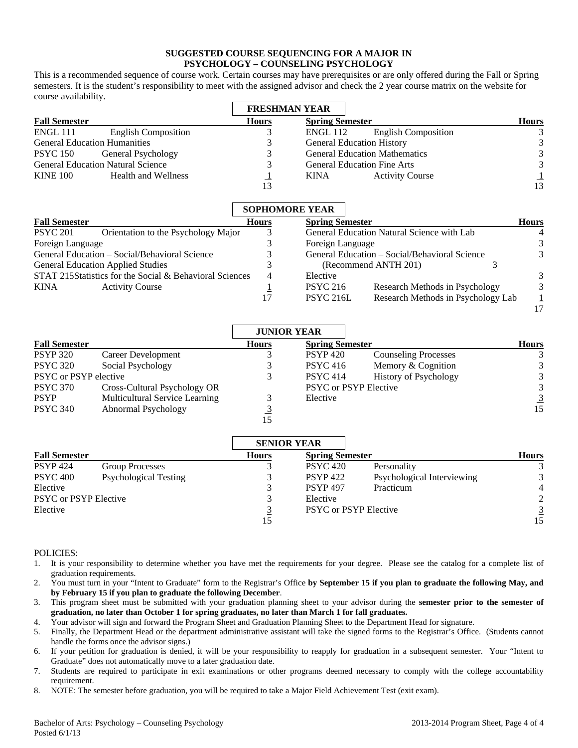**SUGGESTED COURSE SEQUENCING FOR A MAJOR IN PSYCHOLOGY – COUNSELING PSYCHOLOGY**

This is a recommended sequence of course work. Certain courses may have prerequisites or are only offered during the Fall or Spring semesters. It is the student's responsibility to meet with the assigned advisor and check the 2 year course matrix on the website for course availability.

**FRESHMAN YEAR**

| Fall Semester | | Hours | Spring Semester | | Hours |
|---|---|---|---|---|---|
| ENGL 111 | English Composition | 3 | ENGL 112 | English Composition | 3 |
| General Education Humanities | | 3 | General Education History | | 3 |
| PSYC 150 | General Psychology | 3 | General Education Mathematics | | 3 |
| General Education Natural Science | | 3 | General Education Fine Arts | | 3 |
| KINE 100 | Health and Wellness | 1 | KINA | Activity Course | 1 |
| | | 13 | | | 13 |

**SOPHOMORE YEAR**

| Fall Semester | | Hours | Spring Semester | | Hours |
|---|---|---|---|---|---|
| PSYC 201 | Orientation to the Psychology Major | 3 | General Education Natural Science with Lab | | 4 |
| Foreign Language | | 3 | Foreign Language | | 3 |
| General Education – Social/Behavioral Science | | 3 | General Education – Social/Behavioral Science (Recommend ANTH 201) 3 | | 3 |
| General Education Applied Studies | | 3 | Elective | | 3 |
| STAT 215 | Statistics for the Social & Behavioral Sciences | 4 | PSYC 216 | Research Methods in Psychology | 3 |
| KINA | Activity Course | 1 | PSYC 216L | Research Methods in Psychology Lab | 1 |
| | | 17 | | | 17 |

**JUNIOR YEAR**

| Fall Semester | | Hours | Spring Semester | | Hours |
|---|---|---|---|---|---|
| PSYP 320 | Career Development | 3 | PSYP 420 | Counseling Processes | 3 |
| PSYC 320 | Social Psychology | 3 | PSYC 416 | Memory & Cognition | 3 |
| PSYC or PSYP elective | | 3 | PSYC 414 | History of Psychology | 3 |
| PSYC 370 OR PSYP | Cross-Cultural Psychology OR Multicultural Service Learning | 3 | PSYC or PSYP Elective | | 3 |
| PSYC 340 | Abnormal Psychology | 3 | Elective | | 3 |
| | | 15 | | | 15 |

**SENIOR YEAR**

| Fall Semester | | Hours | Spring Semester | | Hours |
|---|---|---|---|---|---|
| PSYP 424 | Group Processes | 3 | PSYC 420 | Personality | 3 |
| PSYC 400 | Psychological Testing | 3 | PSYP 422 | Psychological Interviewing | 3 |
| Elective | | 3 | PSYP 497 | Practicum | 4 |
| PSYC or PSYP Elective | | 3 | Elective | | 2 |
| Elective | | 3 | PSYC or PSYP Elective | | 3 |
| | | 15 | | | 15 |

POLICIES:

1. It is your responsibility to determine whether you have met the requirements for your degree. Please see the catalog for a complete list of graduation requirements.
2. You must turn in your "Intent to Graduate" form to the Registrar's Office **by September 15 if you plan to graduate the following May, and by February 15 if you plan to graduate the following December**.
3. This program sheet must be submitted with your graduation planning sheet to your advisor during the **semester prior to the semester of graduation, no later than October 1 for spring graduates, no later than March 1 for fall graduates.**
4. Your advisor will sign and forward the Program Sheet and Graduation Planning Sheet to the Department Head for signature.
5. Finally, the Department Head or the department administrative assistant will take the signed forms to the Registrar's Office. (Students cannot handle the forms once the advisor signs.)
6. If your petition for graduation is denied, it will be your responsibility to reapply for graduation in a subsequent semester. Your "Intent to Graduate" does not automatically move to a later graduation date.
7. Students are required to participate in exit examinations or other programs deemed necessary to comply with the college accountability requirement.
8. NOTE: The semester before graduation, you will be required to take a Major Field Achievement Test (exit exam).

Bachelor of Arts: Psychology – Counseling Psychology
Posted 6/1/13